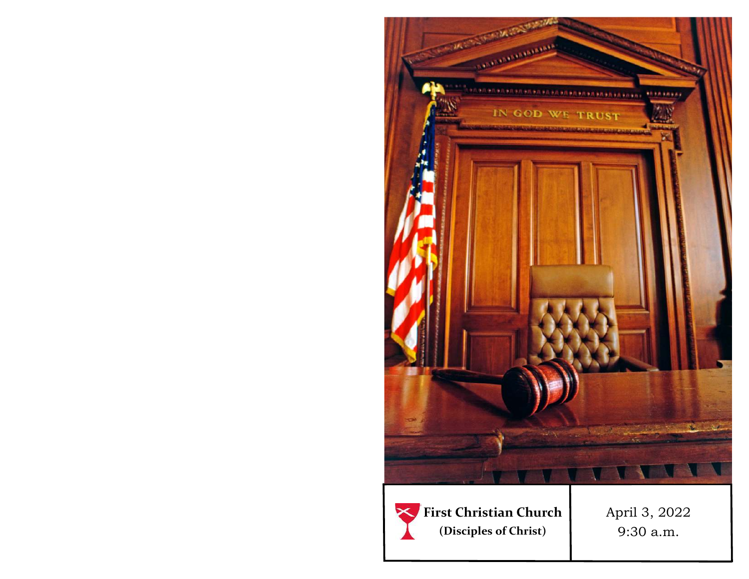**First Christian Church**
**(Disciples of Christ)**

April 3, 2022
9:30 a.m.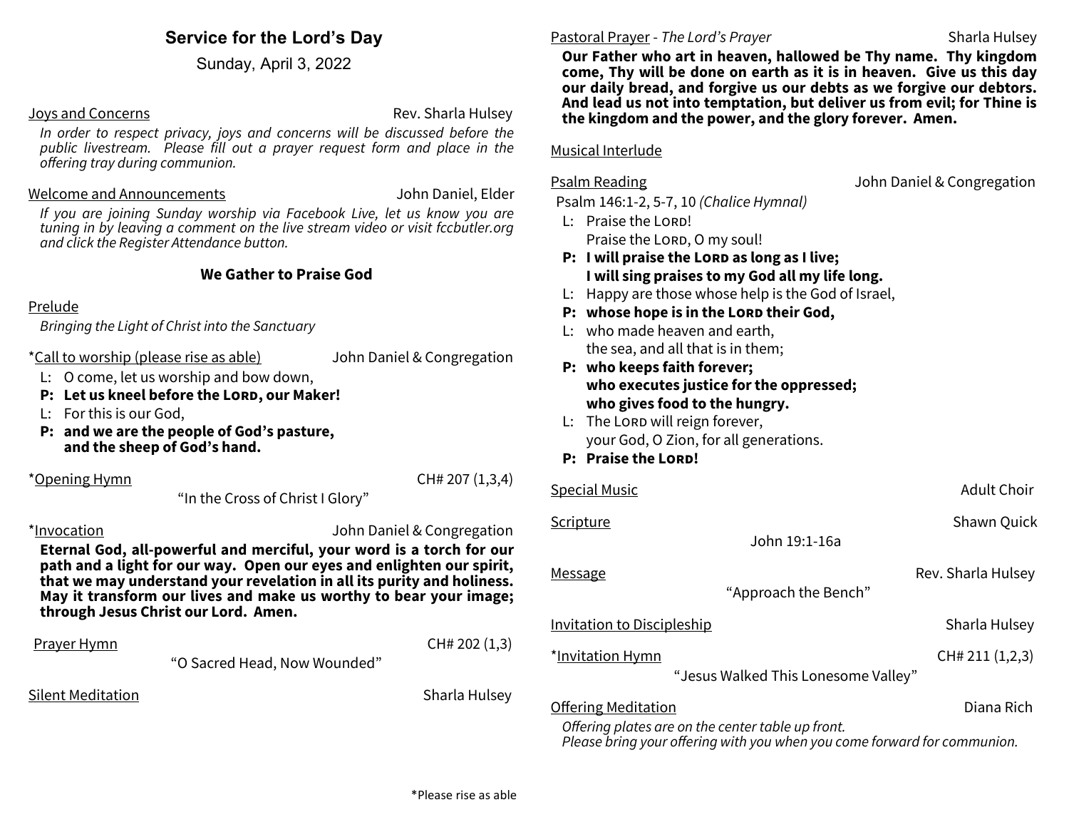## Service for the Lord's Day

Sunday, April 3, 2022

Joys and Concerns — Rev. Sharla Hulsey

*In order to respect privacy, joys and concerns will be discussed before the public livestream. Please fill out a prayer request form and place in the offering tray during communion.*

Welcome and Announcements — John Daniel, Elder

*If you are joining Sunday worship via Facebook Live, let us know you are tuning in by leaving a comment on the live stream video or visit fccbutler.org and click the Register Attendance button.*

### We Gather to Praise God

Prelude

*Bringing the Light of Christ into the Sanctuary*

*Call to worship (please rise as able) — John Daniel & Congregation

L: O come, let us worship and bow down,
**P: Let us kneel before the LORD, our Maker!**
L: For this is our God,
**P: and we are the people of God's pasture, and the sheep of God's hand.**

*Opening Hymn — CH# 207 (1,3,4)

"In the Cross of Christ I Glory"

*Invocation — John Daniel & Congregation

**Eternal God, all-powerful and merciful, your word is a torch for our path and a light for our way. Open our eyes and enlighten our spirit, that we may understand your revelation in all its purity and holiness. May it transform our lives and make us worthy to bear your image; through Jesus Christ our Lord. Amen.**

Prayer Hymn — CH# 202 (1,3)

"O Sacred Head, Now Wounded"

Silent Meditation — Sharla Hulsey

Pastoral Prayer - *The Lord's Prayer* — Sharla Hulsey

**Our Father who art in heaven, hallowed be Thy name. Thy kingdom come, Thy will be done on earth as it is in heaven. Give us this day our daily bread, and forgive us our debts as we forgive our debtors. And lead us not into temptation, but deliver us from evil; for Thine is the kingdom and the power, and the glory forever. Amen.**

Musical Interlude

Psalm Reading — John Daniel & Congregation

Psalm 146:1-2, 5-7, 10 *(Chalice Hymnal)*

L: Praise the LORD!
Praise the LORD, O my soul!
**P: I will praise the LORD as long as I live;
I will sing praises to my God all my life long.**
L: Happy are those whose help is the God of Israel,
**P: whose hope is in the LORD their God,**
L: who made heaven and earth,
the sea, and all that is in them;
**P: who keeps faith forever;
who executes justice for the oppressed;
who gives food to the hungry.**
L: The LORD will reign forever,
your God, O Zion, for all generations.
**P: Praise the LORD!**

Special Music — Adult Choir

Scripture — Shawn Quick

John 19:1-16a

Message — Rev. Sharla Hulsey

"Approach the Bench"

Invitation to Discipleship — Sharla Hulsey

*Invitation Hymn — CH# 211 (1,2,3)

"Jesus Walked This Lonesome Valley"

Offering Meditation — Diana Rich

*Offering plates are on the center table up front.*
*Please bring your offering with you when you come forward for communion.*

*Please rise as able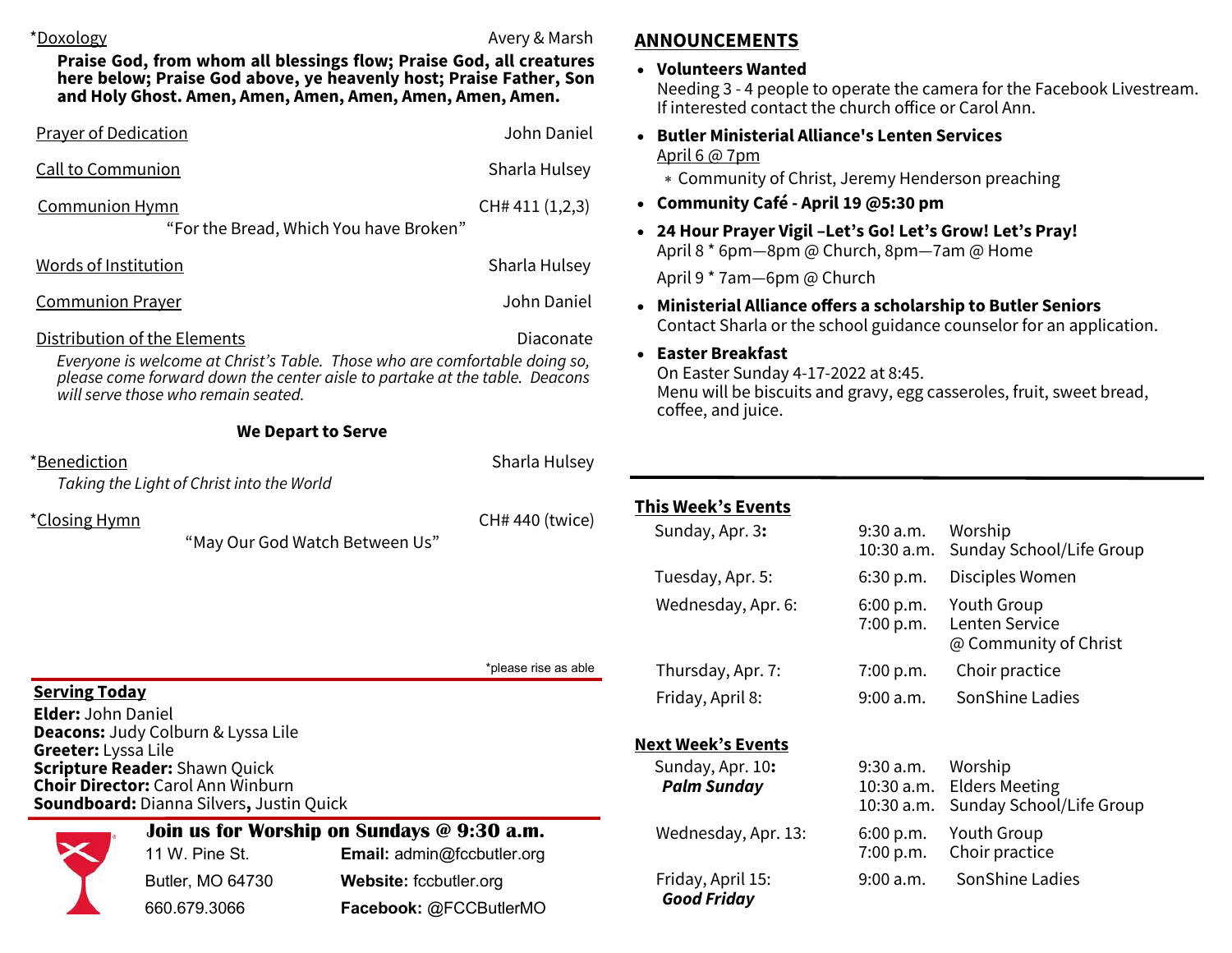*Doxology — Avery & Marsh

**Praise God, from whom all blessings flow; Praise God, all creatures here below; Praise God above, ye heavenly host; Praise Father, Son and Holy Ghost. Amen, Amen, Amen, Amen, Amen, Amen, Amen.**

Prayer of Dedication — John Daniel

Call to Communion — Sharla Hulsey

Communion Hymn — CH# 411 (1,2,3)
"For the Bread, Which You have Broken"

Words of Institution — Sharla Hulsey

Communion Prayer — John Daniel

Distribution of the Elements — Diaconate

*Everyone is welcome at Christ's Table. Those who are comfortable doing so, please come forward down the center aisle to partake at the table. Deacons will serve those who remain seated.*

**We Depart to Serve**

*Benediction — Sharla Hulsey
*Taking the Light of Christ into the World*

*Closing Hymn — CH# 440 (twice)
"May Our God Watch Between Us"

*please rise as able

## Serving Today

**Elder:** John Daniel
**Deacons:** Judy Colburn & Lyssa Lile
**Greeter:** Lyssa Lile
**Scripture Reader:** Shawn Quick
**Choir Director:** Carol Ann Winburn
**Soundboard:** Dianna Silvers**,** Justin Quick

**Join us for Worship on Sundays @ 9:30 a.m.**

11 W. Pine St.
Butler, MO 64730
660.679.3066

**Email:** admin@fccbutler.org
**Website:** fccbutler.org
**Facebook:** @FCCButlerMO

## ANNOUNCEMENTS

- **Volunteers Wanted**
  Needing 3 - 4 people to operate the camera for the Facebook Livestream. If interested contact the church office or Carol Ann.
- **Butler Ministerial Alliance's Lenten Services**
  April 6 @ 7pm
  - Community of Christ, Jeremy Henderson preaching
- **Community Café - April 19 @5:30 pm**
- **24 Hour Prayer Vigil –Let's Go! Let's Grow! Let's Pray!**
  April 8 * 6pm—8pm @ Church, 8pm—7am @ Home
  April 9 * 7am—6pm @ Church
- **Ministerial Alliance offers a scholarship to Butler Seniors**
  Contact Sharla or the school guidance counselor for an application.
- **Easter Breakfast**
  On Easter Sunday 4-17-2022 at 8:45.
  Menu will be biscuits and gravy, egg casseroles, fruit, sweet bread, coffee, and juice.

## This Week's Events

| | | |
|---|---|---|
| Sunday, Apr. 3**:** | 9:30 a.m.<br>10:30 a.m. | Worship<br>Sunday School/Life Group |
| Tuesday, Apr. 5: | 6:30 p.m. | Disciples Women |
| Wednesday, Apr. 6: | 6:00 p.m.<br>7:00 p.m. | Youth Group<br>Lenten Service @ Community of Christ |
| Thursday, Apr. 7: | 7:00 p.m. | Choir practice |
| Friday, April 8: | 9:00 a.m. | SonShine Ladies |

## Next Week's Events

| | | |
|---|---|---|
| Sunday, Apr. 10**:**<br>***Palm Sunday*** | 9:30 a.m.<br>10:30 a.m.<br>10:30 a.m. | Worship<br>Elders Meeting<br>Sunday School/Life Group |
| Wednesday, Apr. 13: | 6:00 p.m.<br>7:00 p.m. | Youth Group<br>Choir practice |
| Friday, April 15:<br>***Good Friday*** | 9:00 a.m. | SonShine Ladies |